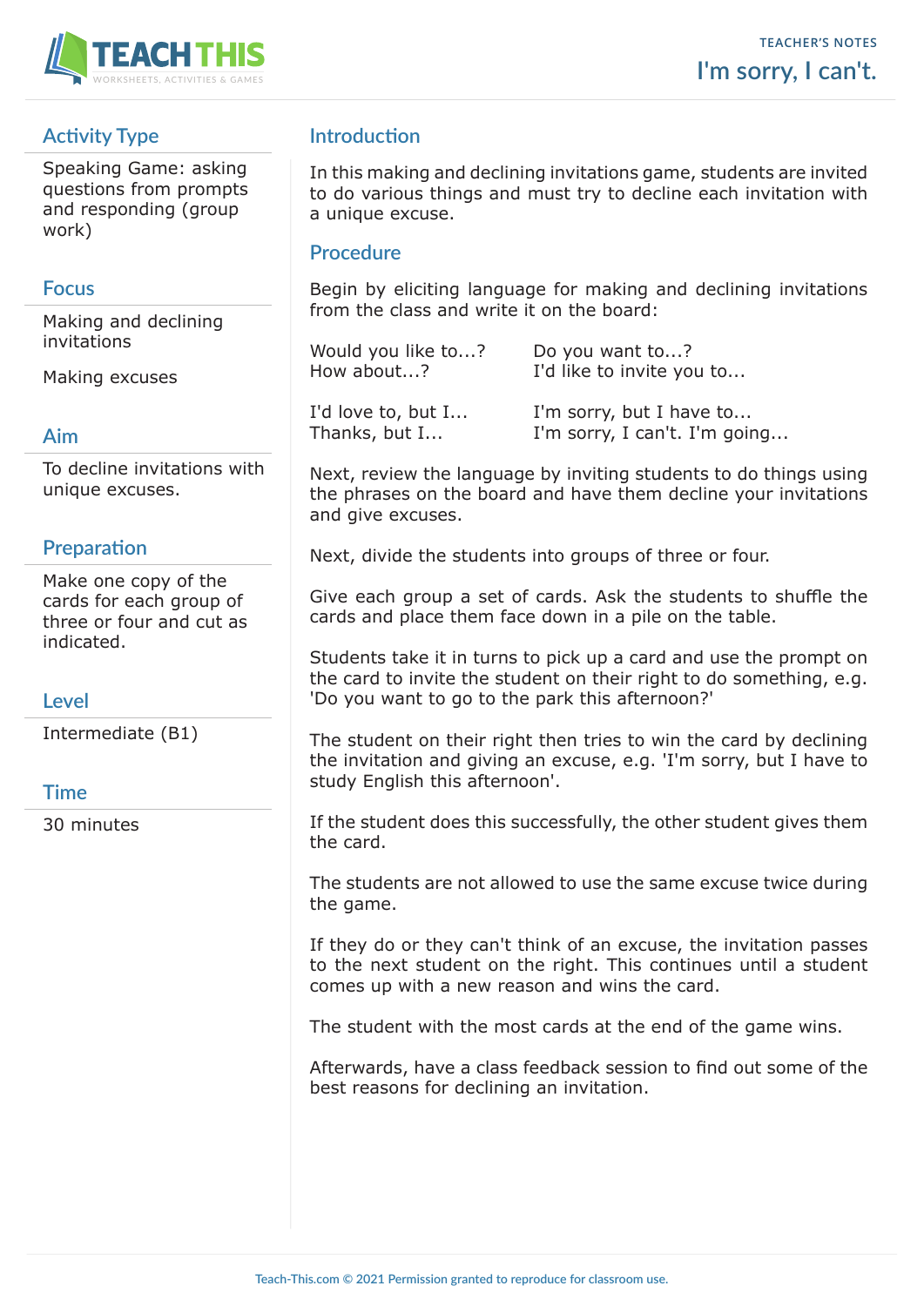# I'm sorry, I can't.

TEACHER'S NOTES

## Activity Type

Speaking Game: asking questions from prompts and responding (group work)

## Focus

Making and declining invitations

Making excuses

## Aim

To decline invitations with unique excuses.

## Preparation

Make one copy of the cards for each group of three or four and cut as indicated.

## Level

Intermediate (B1)

## Time

30 minutes

## Introduction

In this making and declining invitations game, students are invited to do various things and must try to decline each invitation with a unique excuse.

## Procedure

Begin by eliciting language for making and declining invitations from the class and write it on the board:

| | |
|---|---|
| Would you like to...? | Do you want to...? |
| How about...? | I'd like to invite you to... |
| I'd love to, but I... | I'm sorry, but I have to... |
| Thanks, but I... | I'm sorry, I can't. I'm going... |

Next, review the language by inviting students to do things using the phrases on the board and have them decline your invitations and give excuses.

Next, divide the students into groups of three or four.

Give each group a set of cards. Ask the students to shuffle the cards and place them face down in a pile on the table.

Students take it in turns to pick up a card and use the prompt on the card to invite the student on their right to do something, e.g. 'Do you want to go to the park this afternoon?'

The student on their right then tries to win the card by declining the invitation and giving an excuse, e.g. 'I'm sorry, but I have to study English this afternoon'.

If the student does this successfully, the other student gives them the card.

The students are not allowed to use the same excuse twice during the game.

If they do or they can't think of an excuse, the invitation passes to the next student on the right. This continues until a student comes up with a new reason and wins the card.

The student with the most cards at the end of the game wins.

Afterwards, have a class feedback session to find out some of the best reasons for declining an invitation.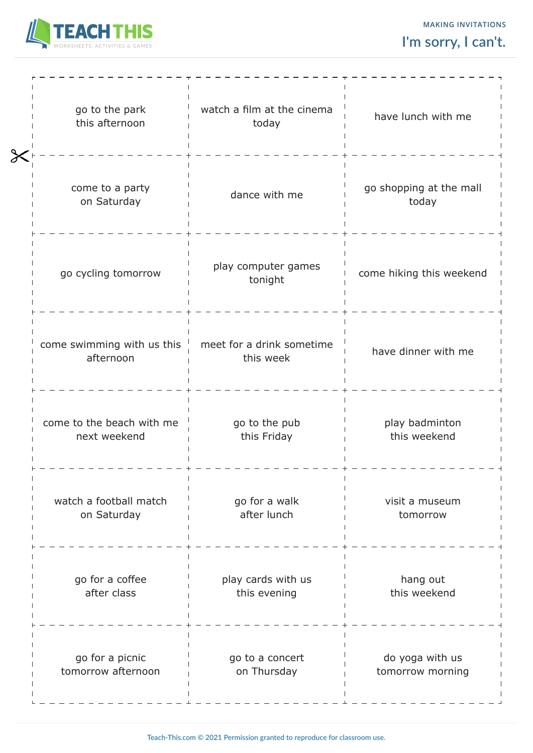MAKING INVITATIONS

# I'm sorry, I can't.

| | | |
|---|---|---|
| go to the park this afternoon | watch a film at the cinema today | have lunch with me |
| come to a party on Saturday | dance with me | go shopping at the mall today |
| go cycling tomorrow | play computer games tonight | come hiking this weekend |
| come swimming with us this afternoon | meet for a drink sometime this week | have dinner with me |
| come to the beach with me next weekend | go to the pub this Friday | play badminton this weekend |
| watch a football match on Saturday | go for a walk after lunch | visit a museum tomorrow |
| go for a coffee after class | play cards with us this evening | hang out this weekend |
| go for a picnic tomorrow afternoon | go to a concert on Thursday | do yoga with us tomorrow morning |